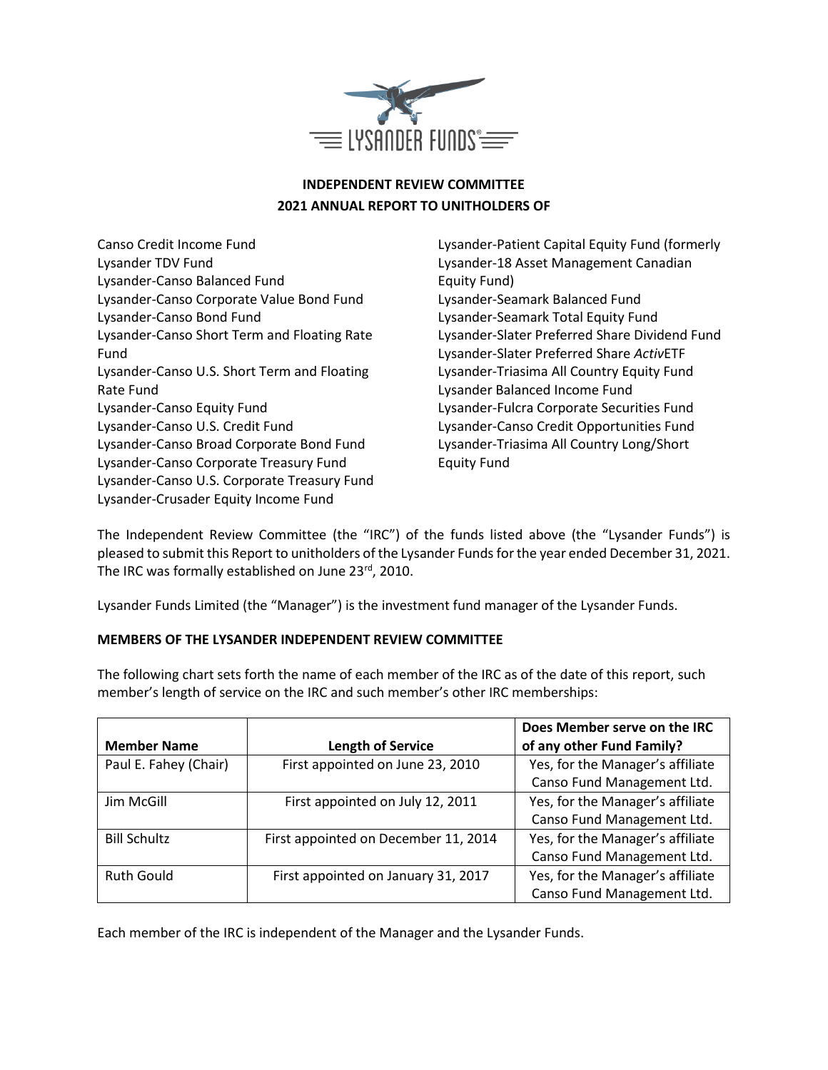# INDEPENDENT REVIEW COMMITTEE
## 2021 ANNUAL REPORT TO UNITHOLDERS OF

Canso Credit Income Fund
Lysander TDV Fund
Lysander-Canso Balanced Fund
Lysander-Canso Corporate Value Bond Fund
Lysander-Canso Bond Fund
Lysander-Canso Short Term and Floating Rate Fund
Lysander-Canso U.S. Short Term and Floating Rate Fund
Lysander-Canso Equity Fund
Lysander-Canso U.S. Credit Fund
Lysander-Canso Broad Corporate Bond Fund
Lysander-Canso Corporate Treasury Fund
Lysander-Canso U.S. Corporate Treasury Fund
Lysander-Crusader Equity Income Fund
Lysander-Patient Capital Equity Fund (formerly Lysander-18 Asset Management Canadian Equity Fund)
Lysander-Seamark Balanced Fund
Lysander-Seamark Total Equity Fund
Lysander-Slater Preferred Share Dividend Fund
Lysander-Slater Preferred Share *Activ*ETF
Lysander-Triasima All Country Equity Fund
Lysander Balanced Income Fund
Lysander-Fulcra Corporate Securities Fund
Lysander-Canso Credit Opportunities Fund
Lysander-Triasima All Country Long/Short Equity Fund

The Independent Review Committee (the "IRC") of the funds listed above (the "Lysander Funds") is pleased to submit this Report to unitholders of the Lysander Funds for the year ended December 31, 2021. The IRC was formally established on June 23rd, 2010.

Lysander Funds Limited (the "Manager") is the investment fund manager of the Lysander Funds.

## MEMBERS OF THE LYSANDER INDEPENDENT REVIEW COMMITTEE

The following chart sets forth the name of each member of the IRC as of the date of this report, such member's length of service on the IRC and such member's other IRC memberships:

| Member Name | Length of Service | Does Member serve on the IRC of any other Fund Family? |
|---|---|---|
| Paul E. Fahey (Chair) | First appointed on June 23, 2010 | Yes, for the Manager's affiliate Canso Fund Management Ltd. |
| Jim McGill | First appointed on July 12, 2011 | Yes, for the Manager's affiliate Canso Fund Management Ltd. |
| Bill Schultz | First appointed on December 11, 2014 | Yes, for the Manager's affiliate Canso Fund Management Ltd. |
| Ruth Gould | First appointed on January 31, 2017 | Yes, for the Manager's affiliate Canso Fund Management Ltd. |

Each member of the IRC is independent of the Manager and the Lysander Funds.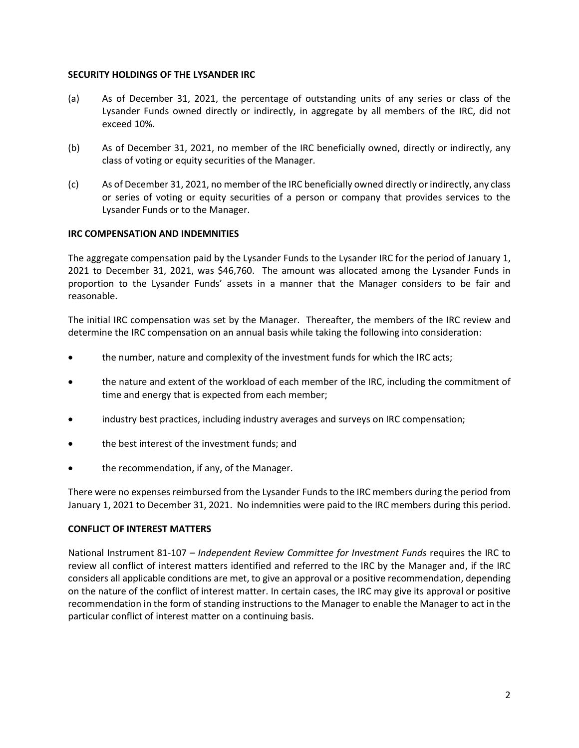## SECURITY HOLDINGS OF THE LYSANDER IRC

(a) As of December 31, 2021, the percentage of outstanding units of any series or class of the Lysander Funds owned directly or indirectly, in aggregate by all members of the IRC, did not exceed 10%.

(b) As of December 31, 2021, no member of the IRC beneficially owned, directly or indirectly, any class of voting or equity securities of the Manager.

(c) As of December 31, 2021, no member of the IRC beneficially owned directly or indirectly, any class or series of voting or equity securities of a person or company that provides services to the Lysander Funds or to the Manager.

## IRC COMPENSATION AND INDEMNITIES

The aggregate compensation paid by the Lysander Funds to the Lysander IRC for the period of January 1, 2021 to December 31, 2021, was $46,760. The amount was allocated among the Lysander Funds in proportion to the Lysander Funds' assets in a manner that the Manager considers to be fair and reasonable.

The initial IRC compensation was set by the Manager. Thereafter, the members of the IRC review and determine the IRC compensation on an annual basis while taking the following into consideration:

- the number, nature and complexity of the investment funds for which the IRC acts;
- the nature and extent of the workload of each member of the IRC, including the commitment of time and energy that is expected from each member;
- industry best practices, including industry averages and surveys on IRC compensation;
- the best interest of the investment funds; and
- the recommendation, if any, of the Manager.

There were no expenses reimbursed from the Lysander Funds to the IRC members during the period from January 1, 2021 to December 31, 2021. No indemnities were paid to the IRC members during this period.

## CONFLICT OF INTEREST MATTERS

National Instrument 81-107 – *Independent Review Committee for Investment Funds* requires the IRC to review all conflict of interest matters identified and referred to the IRC by the Manager and, if the IRC considers all applicable conditions are met, to give an approval or a positive recommendation, depending on the nature of the conflict of interest matter. In certain cases, the IRC may give its approval or positive recommendation in the form of standing instructions to the Manager to enable the Manager to act in the particular conflict of interest matter on a continuing basis.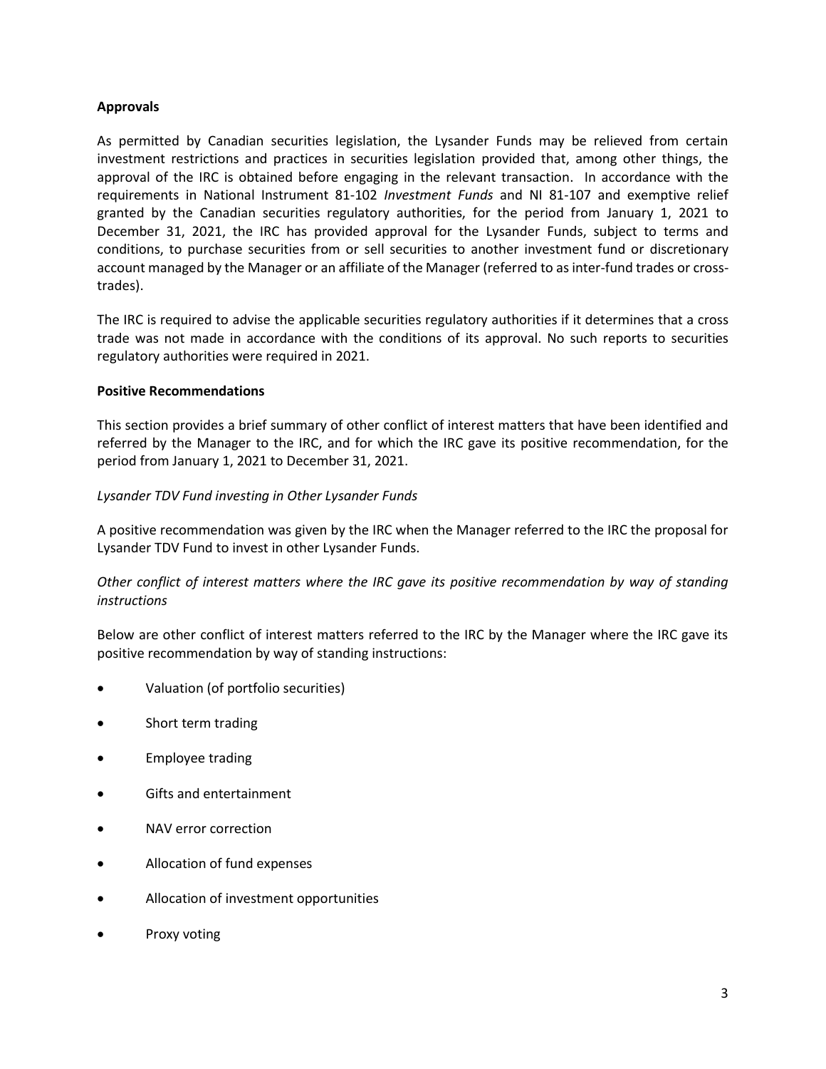**Approvals**

As permitted by Canadian securities legislation, the Lysander Funds may be relieved from certain investment restrictions and practices in securities legislation provided that, among other things, the approval of the IRC is obtained before engaging in the relevant transaction. In accordance with the requirements in National Instrument 81-102 *Investment Funds* and NI 81-107 and exemptive relief granted by the Canadian securities regulatory authorities, for the period from January 1, 2021 to December 31, 2021, the IRC has provided approval for the Lysander Funds, subject to terms and conditions, to purchase securities from or sell securities to another investment fund or discretionary account managed by the Manager or an affiliate of the Manager (referred to as inter-fund trades or cross-trades).

The IRC is required to advise the applicable securities regulatory authorities if it determines that a cross trade was not made in accordance with the conditions of its approval. No such reports to securities regulatory authorities were required in 2021.

**Positive Recommendations**

This section provides a brief summary of other conflict of interest matters that have been identified and referred by the Manager to the IRC, and for which the IRC gave its positive recommendation, for the period from January 1, 2021 to December 31, 2021.

*Lysander TDV Fund investing in Other Lysander Funds*

A positive recommendation was given by the IRC when the Manager referred to the IRC the proposal for Lysander TDV Fund to invest in other Lysander Funds.

*Other conflict of interest matters where the IRC gave its positive recommendation by way of standing instructions*

Below are other conflict of interest matters referred to the IRC by the Manager where the IRC gave its positive recommendation by way of standing instructions:

- Valuation (of portfolio securities)
- Short term trading
- Employee trading
- Gifts and entertainment
- NAV error correction
- Allocation of fund expenses
- Allocation of investment opportunities
- Proxy voting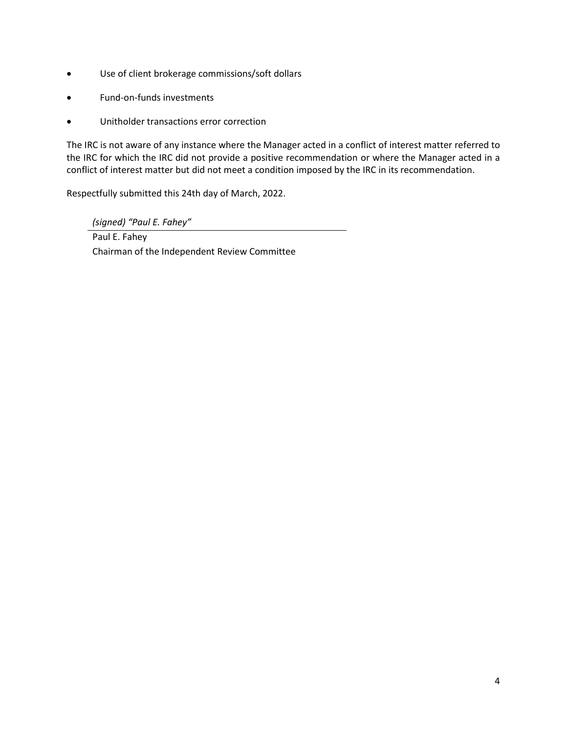- Use of client brokerage commissions/soft dollars
- Fund-on-funds investments
- Unitholder transactions error correction

The IRC is not aware of any instance where the Manager acted in a conflict of interest matter referred to the IRC for which the IRC did not provide a positive recommendation or where the Manager acted in a conflict of interest matter but did not meet a condition imposed by the IRC in its recommendation.

Respectfully submitted this 24th day of March, 2022.

*(signed) "Paul E. Fahey"*

Paul E. Fahey
Chairman of the Independent Review Committee